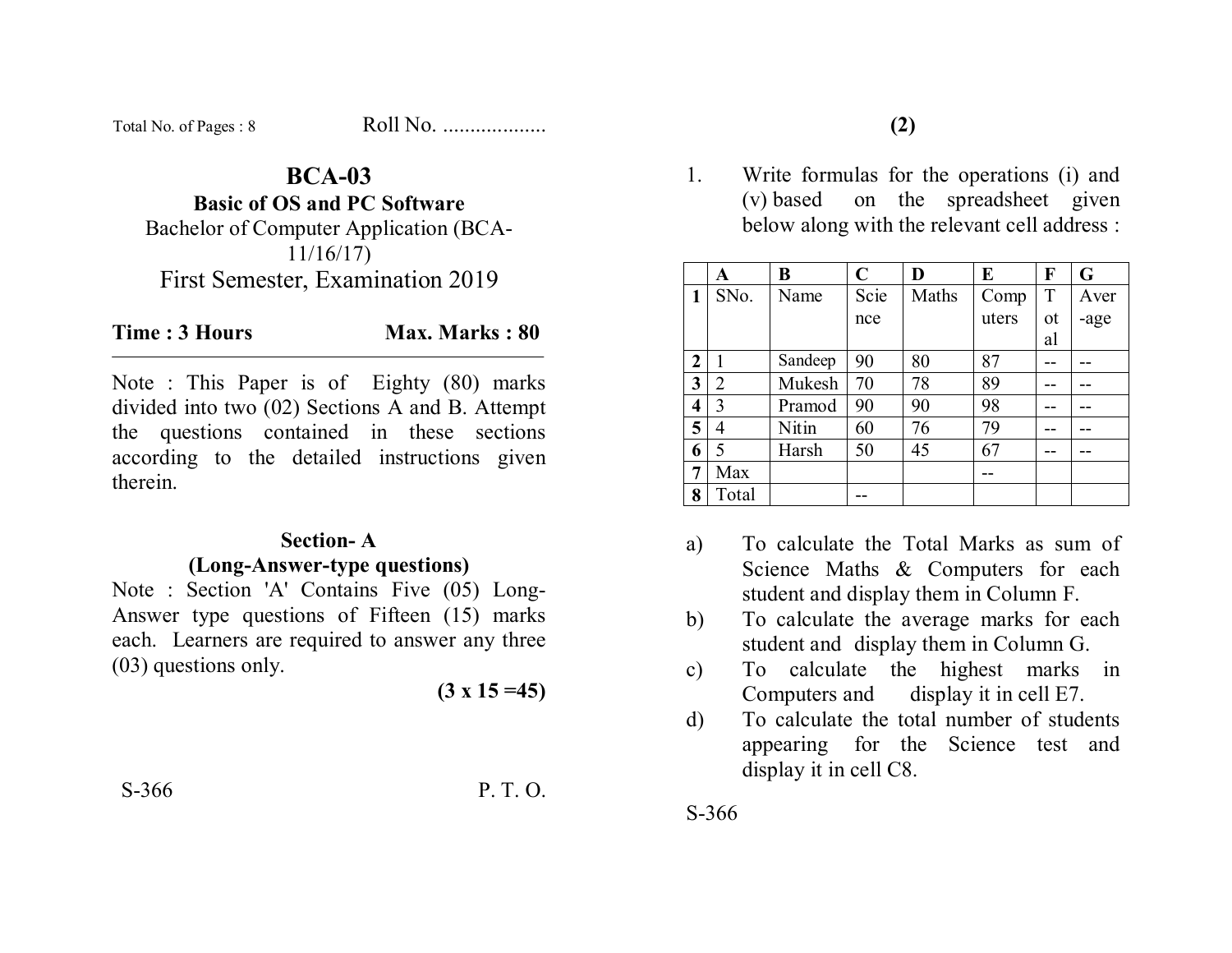Total No. of Pages : 8 Roll No. ...................

# BCA-03

## Basic of OS and PC Software

Bachelor of Computer Application (BCA-11/16/17)

First Semester, Examination 2019

**Time : 3 Hours** **Max. Marks : 80**

---

Note : This Paper is of Eighty (80) marks divided into two (02) Sections A and B. Attempt the questions contained in these sections according to the detailed instructions given therein.

### Section- A

### (Long-Answer-type questions)

Note : Section 'A' Contains Five (05) Long-Answer type questions of Fifteen (15) marks each. Learners are required to answer any three (03) questions only.

**(3 x 15 =45)**

1. Write formulas for the operations (i) and (v) based on the spreadsheet given below along with the relevant cell address :

| | A | B | C | D | E | F | G |
|---|---|---|---|---|---|---|---|
| **1** | SNo. | Name | Science | Maths | Computers | Total | Average |
| **2** | 1 | Sandeep | 90 | 80 | 87 | -- | -- |
| **3** | 2 | Mukesh | 70 | 78 | 89 | -- | -- |
| **4** | 3 | Pramod | 90 | 90 | 98 | -- | -- |
| **5** | 4 | Nitin | 60 | 76 | 79 | -- | -- |
| **6** | 5 | Harsh | 50 | 45 | 67 | -- | -- |
| **7** | Max | | | | -- | | |
| **8** | Total | | -- | | | | |

a) To calculate the Total Marks as sum of Science Maths & Computers for each student and display them in Column F.

b) To calculate the average marks for each student and display them in Column G.

c) To calculate the highest marks in Computers and display it in cell E7.

d) To calculate the total number of students appearing for the Science test and display it in cell C8.

S-366 P. T. O.

S-366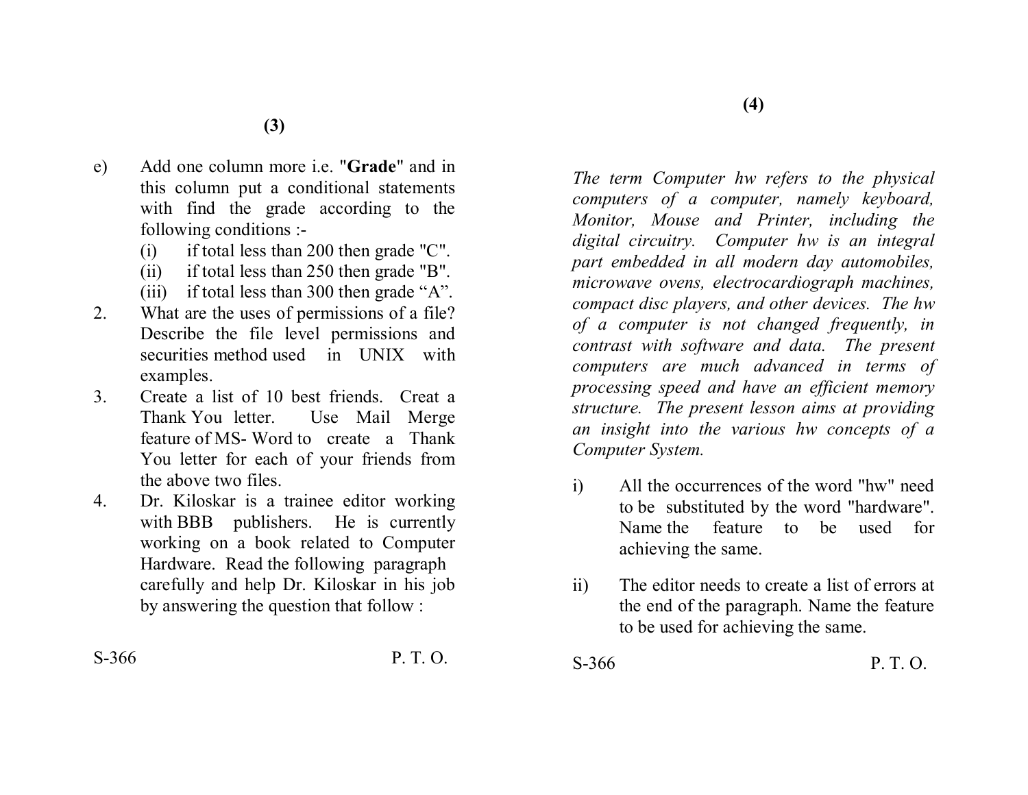e) Add one column more i.e. "**Grade**" and in this column put a conditional statements with find the grade according to the following conditions :-

   (i) if total less than 200 then grade "C".
   (ii) if total less than 250 then grade "B".
   (iii) if total less than 300 then grade "A".

2. What are the uses of permissions of a file? Describe the file level permissions and securities method used in UNIX with examples.

3. Create a list of 10 best friends. Creat a Thank You letter. Use Mail Merge feature of MS- Word to create a Thank You letter for each of your friends from the above two files.

4. Dr. Kiloskar is a trainee editor working with BBB publishers. He is currently working on a book related to Computer Hardware. Read the following paragraph carefully and help Dr. Kiloskar in his job by answering the question that follow :

*The term Computer hw refers to the physical computers of a computer, namely keyboard, Monitor, Mouse and Printer, including the digital circuitry. Computer hw is an integral part embedded in all modern day automobiles, microwave ovens, electrocardiograph machines, compact disc players, and other devices. The hw of a computer is not changed frequently, in contrast with software and data. The present computers are much advanced in terms of processing speed and have an efficient memory structure. The present lesson aims at providing an insight into the various hw concepts of a Computer System.*

i) All the occurrences of the word "hw" need to be substituted by the word "hardware". Name the feature to be used for achieving the same.

ii) The editor needs to create a list of errors at the end of the paragraph. Name the feature to be used for achieving the same.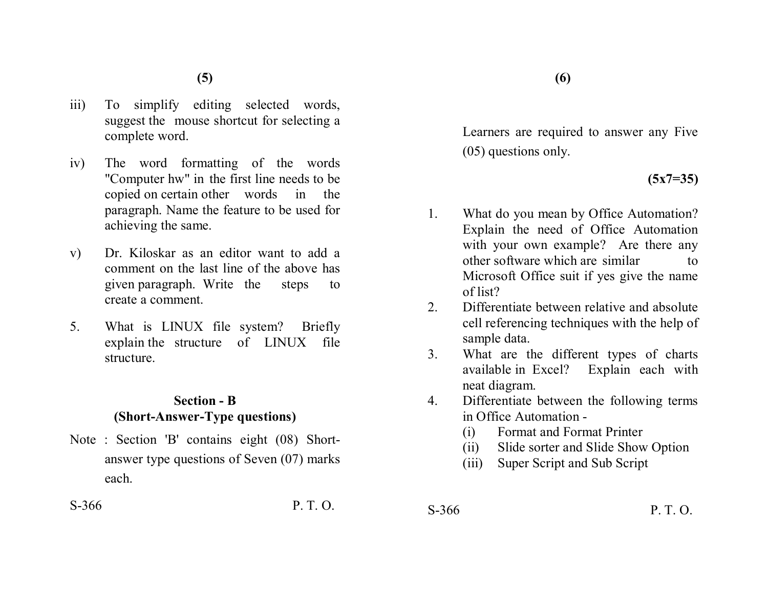iii) To simplify editing selected words, suggest the mouse shortcut for selecting a complete word.

iv) The word formatting of the words "Computer hw" in the first line needs to be copied on certain other words in the paragraph. Name the feature to be used for achieving the same.

v) Dr. Kiloskar as an editor want to add a comment on the last line of the above has given paragraph. Write the steps to create a comment.

5. What is LINUX file system? Briefly explain the structure of LINUX file structure.

## Section - B
## (Short-Answer-Type questions)

Note : Section 'B' contains eight (08) Short-answer type questions of Seven (07) marks each.

Learners are required to answer any Five (05) questions only.

**(5x7=35)**

1. What do you mean by Office Automation? Explain the need of Office Automation with your own example? Are there any other software which are similar to Microsoft Office suit if yes give the name of list?
2. Differentiate between relative and absolute cell referencing techniques with the help of sample data.
3. What are the different types of charts available in Excel? Explain each with neat diagram.
4. Differentiate between the following terms in Office Automation -
   - (i) Format and Format Printer
   - (ii) Slide sorter and Slide Show Option
   - (iii) Super Script and Sub Script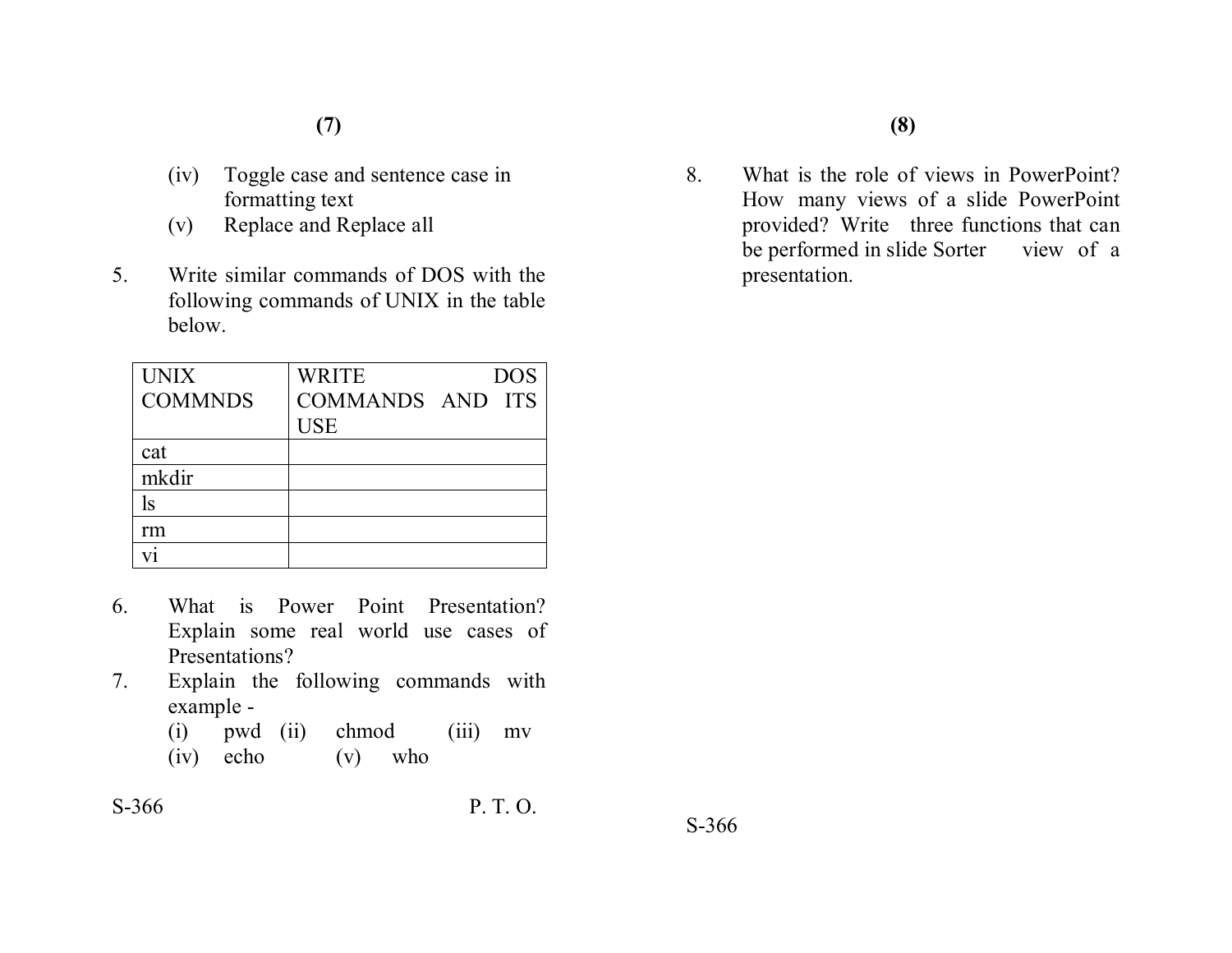(iv) Toggle case and sentence case in formatting text

(v) Replace and Replace all

5. Write similar commands of DOS with the following commands of UNIX in the table below.

| UNIX COMMNDS | WRITE DOS COMMANDS AND ITS USE |
|---|---|
| cat | |
| mkdir | |
| ls | |
| rm | |
| vi | |

6. What is Power Point Presentation? Explain some real world use cases of Presentations?

7. Explain the following commands with example -

   (i) pwd (ii) chmod (iii) mv
   (iv) echo (v) who

8. What is the role of views in PowerPoint? How many views of a slide PowerPoint provided? Write three functions that can be performed in slide Sorter view of a presentation.